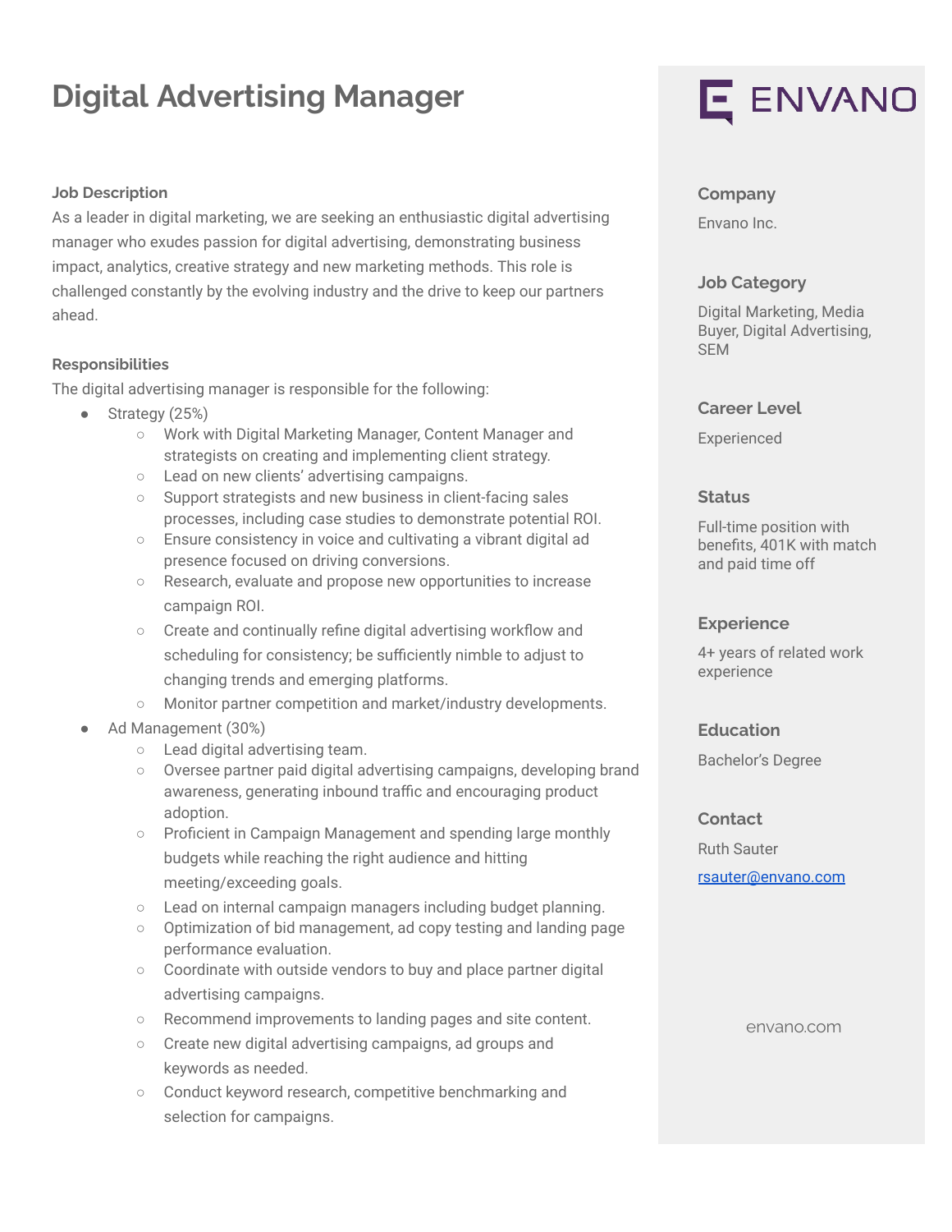# Digital Advertising Manager

**Job Description**

As a leader in digital marketing, we are seeking an enthusiastic digital advertising manager who exudes passion for digital advertising, demonstrating business impact, analytics, creative strategy and new marketing methods. This role is challenged constantly by the evolving industry and the drive to keep our partners ahead.

**Responsibilities**

The digital advertising manager is responsible for the following:

- Strategy (25%)
  - Work with Digital Marketing Manager, Content Manager and strategists on creating and implementing client strategy.
  - Lead on new clients' advertising campaigns.
  - Support strategists and new business in client-facing sales processes, including case studies to demonstrate potential ROI.
  - Ensure consistency in voice and cultivating a vibrant digital ad presence focused on driving conversions.
  - Research, evaluate and propose new opportunities to increase campaign ROI.
  - Create and continually refine digital advertising workflow and scheduling for consistency; be sufficiently nimble to adjust to changing trends and emerging platforms.
  - Monitor partner competition and market/industry developments.
- Ad Management (30%)
  - Lead digital advertising team.
  - Oversee partner paid digital advertising campaigns, developing brand awareness, generating inbound traffic and encouraging product adoption.
  - Proficient in Campaign Management and spending large monthly budgets while reaching the right audience and hitting meeting/exceeding goals.
  - Lead on internal campaign managers including budget planning.
  - Optimization of bid management, ad copy testing and landing page performance evaluation.
  - Coordinate with outside vendors to buy and place partner digital advertising campaigns.
  - Recommend improvements to landing pages and site content.
  - Create new digital advertising campaigns, ad groups and keywords as needed.
  - Conduct keyword research, competitive benchmarking and selection for campaigns.

ENVANO

**Company**

Envano Inc.

**Job Category**

Digital Marketing, Media Buyer, Digital Advertising, SEM

**Career Level**

Experienced

**Status**

Full-time position with benefits, 401K with match and paid time off

**Experience**

4+ years of related work experience

**Education**

Bachelor's Degree

**Contact**

Ruth Sauter

rsauter@envano.com

envano.com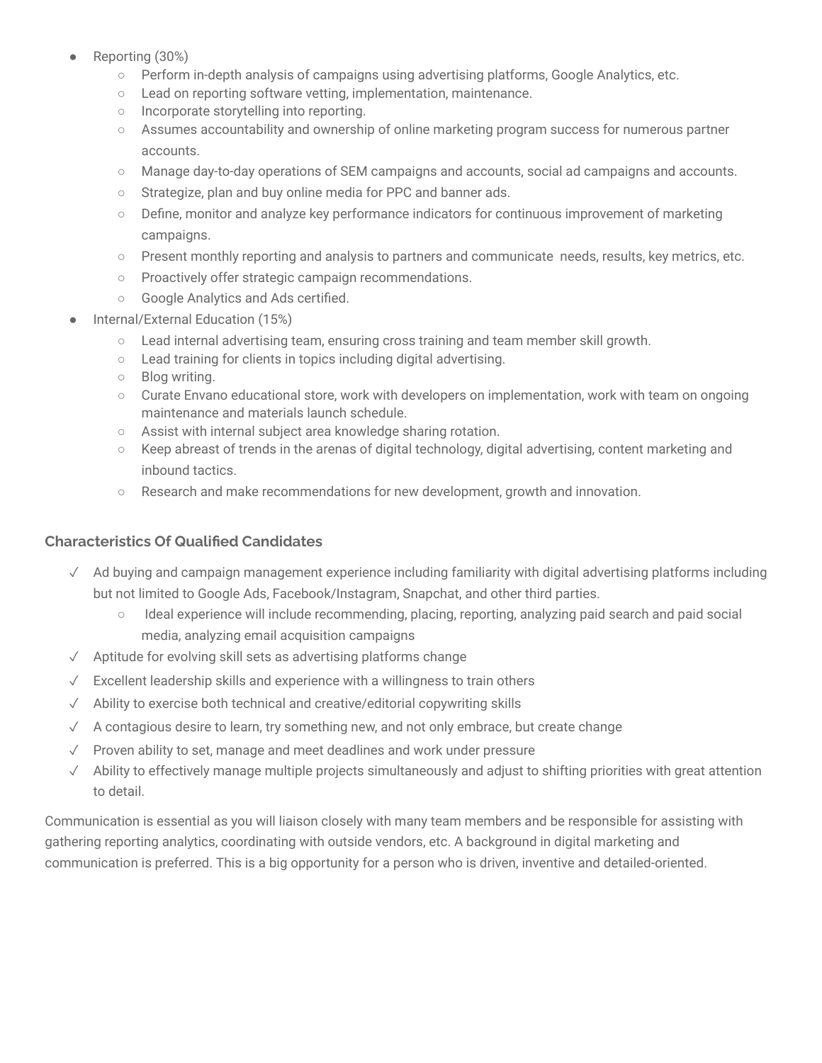- Reporting (30%)
  - Perform in-depth analysis of campaigns using advertising platforms, Google Analytics, etc.
  - Lead on reporting software vetting, implementation, maintenance.
  - Incorporate storytelling into reporting.
  - Assumes accountability and ownership of online marketing program success for numerous partner accounts.
  - Manage day-to-day operations of SEM campaigns and accounts, social ad campaigns and accounts.
  - Strategize, plan and buy online media for PPC and banner ads.
  - Define, monitor and analyze key performance indicators for continuous improvement of marketing campaigns.
  - Present monthly reporting and analysis to partners and communicate needs, results, key metrics, etc.
  - Proactively offer strategic campaign recommendations.
  - Google Analytics and Ads certified.
- Internal/External Education (15%)
  - Lead internal advertising team, ensuring cross training and team member skill growth.
  - Lead training for clients in topics including digital advertising.
  - Blog writing.
  - Curate Envano educational store, work with developers on implementation, work with team on ongoing maintenance and materials launch schedule.
  - Assist with internal subject area knowledge sharing rotation.
  - Keep abreast of trends in the arenas of digital technology, digital advertising, content marketing and inbound tactics.
  - Research and make recommendations for new development, growth and innovation.

### Characteristics Of Qualified Candidates

- ✓ Ad buying and campaign management experience including familiarity with digital advertising platforms including but not limited to Google Ads, Facebook/Instagram, Snapchat, and other third parties.
  - Ideal experience will include recommending, placing, reporting, analyzing paid search and paid social media, analyzing email acquisition campaigns
- ✓ Aptitude for evolving skill sets as advertising platforms change
- ✓ Excellent leadership skills and experience with a willingness to train others
- ✓ Ability to exercise both technical and creative/editorial copywriting skills
- ✓ A contagious desire to learn, try something new, and not only embrace, but create change
- ✓ Proven ability to set, manage and meet deadlines and work under pressure
- ✓ Ability to effectively manage multiple projects simultaneously and adjust to shifting priorities with great attention to detail.

Communication is essential as you will liaison closely with many team members and be responsible for assisting with gathering reporting analytics, coordinating with outside vendors, etc. A background in digital marketing and communication is preferred. This is a big opportunity for a person who is driven, inventive and detailed-oriented.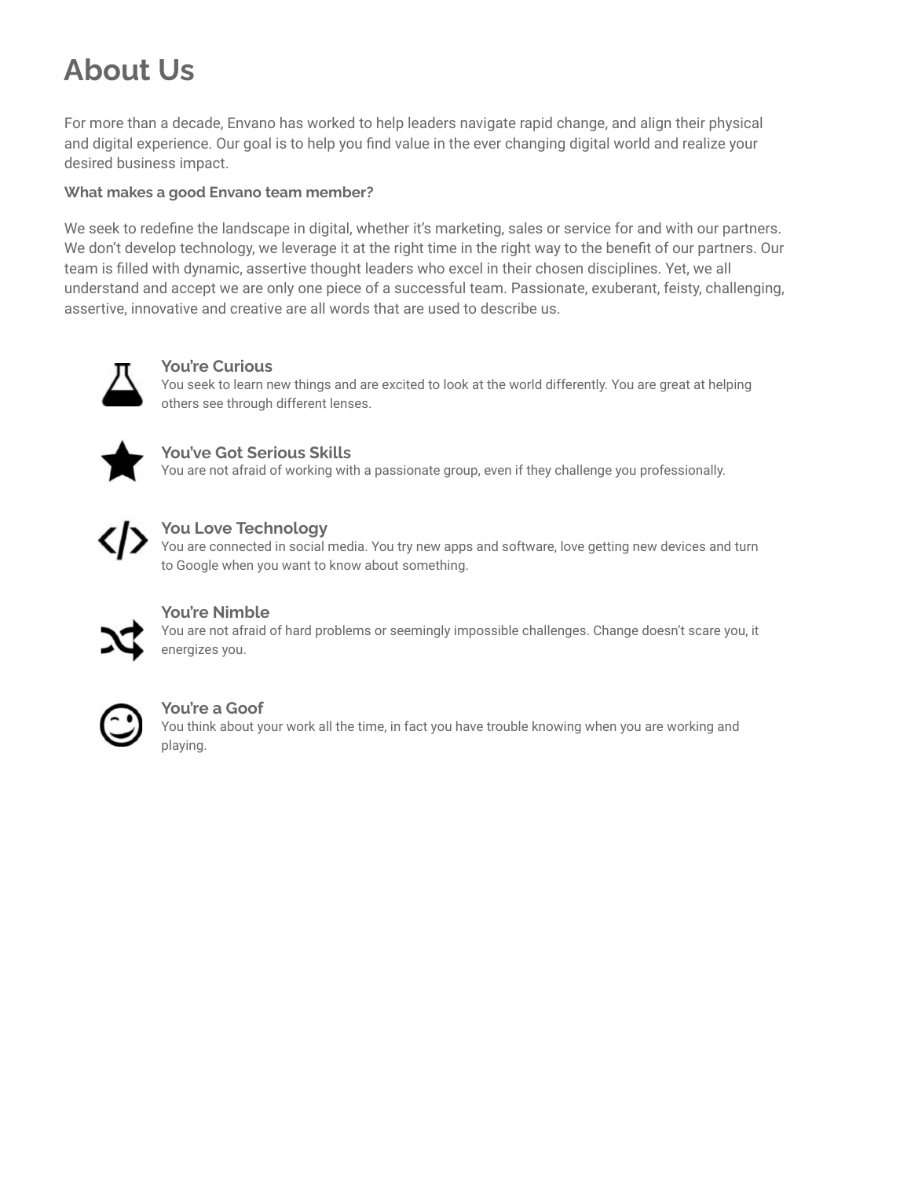# About Us

For more than a decade, Envano has worked to help leaders navigate rapid change, and align their physical and digital experience. Our goal is to help you find value in the ever changing digital world and realize your desired business impact.

**What makes a good Envano team member?**

We seek to redefine the landscape in digital, whether it's marketing, sales or service for and with our partners. We don't develop technology, we leverage it at the right time in the right way to the benefit of our partners. Our team is filled with dynamic, assertive thought leaders who excel in their chosen disciplines. Yet, we all understand and accept we are only one piece of a successful team. Passionate, exuberant, feisty, challenging, assertive, innovative and creative are all words that are used to describe us.

### You're Curious

You seek to learn new things and are excited to look at the world differently. You are great at helping others see through different lenses.

### You've Got Serious Skills

You are not afraid of working with a passionate group, even if they challenge you professionally.

### You Love Technology

You are connected in social media. You try new apps and software, love getting new devices and turn to Google when you want to know about something.

### You're Nimble

You are not afraid of hard problems or seemingly impossible challenges. Change doesn't scare you, it energizes you.

### You're a Goof

You think about your work all the time, in fact you have trouble knowing when you are working and playing.